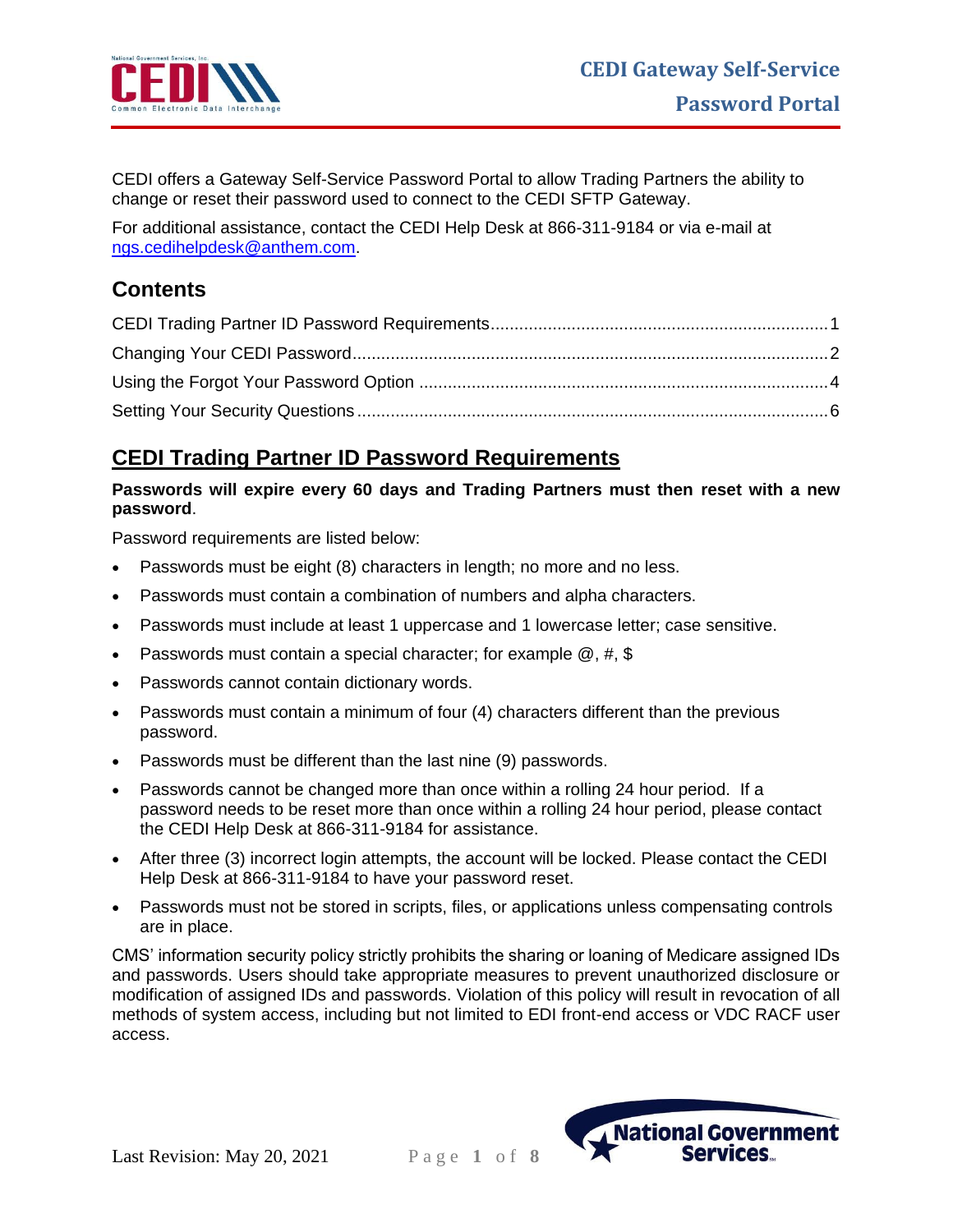# CEDI Gateway Self-Service Password Portal

CEDI offers a Gateway Self-Service Password Portal to allow Trading Partners the ability to change or reset their password used to connect to the CEDI SFTP Gateway.

For additional assistance, contact the CEDI Help Desk at 866-311-9184 or via e-mail at ngs.cedihelpdesk@anthem.com.

## Contents

- CEDI Trading Partner ID Password Requirements....1
- Changing Your CEDI Password....2
- Using the Forgot Your Password Option....4
- Setting Your Security Questions....6

## CEDI Trading Partner ID Password Requirements

**Passwords will expire every 60 days and Trading Partners must then reset with a new password**.

Password requirements are listed below:

- Passwords must be eight (8) characters in length; no more and no less.
- Passwords must contain a combination of numbers and alpha characters.
- Passwords must include at least 1 uppercase and 1 lowercase letter; case sensitive.
- Passwords must contain a special character; for example @, #, $
- Passwords cannot contain dictionary words.
- Passwords must contain a minimum of four (4) characters different than the previous password.
- Passwords must be different than the last nine (9) passwords.
- Passwords cannot be changed more than once within a rolling 24 hour period. If a password needs to be reset more than once within a rolling 24 hour period, please contact the CEDI Help Desk at 866-311-9184 for assistance.
- After three (3) incorrect login attempts, the account will be locked. Please contact the CEDI Help Desk at 866-311-9184 to have your password reset.
- Passwords must not be stored in scripts, files, or applications unless compensating controls are in place.

CMS' information security policy strictly prohibits the sharing or loaning of Medicare assigned IDs and passwords. Users should take appropriate measures to prevent unauthorized disclosure or modification of assigned IDs and passwords. Violation of this policy will result in revocation of all methods of system access, including but not limited to EDI front-end access or VDC RACF user access.

Last Revision: May 20, 2021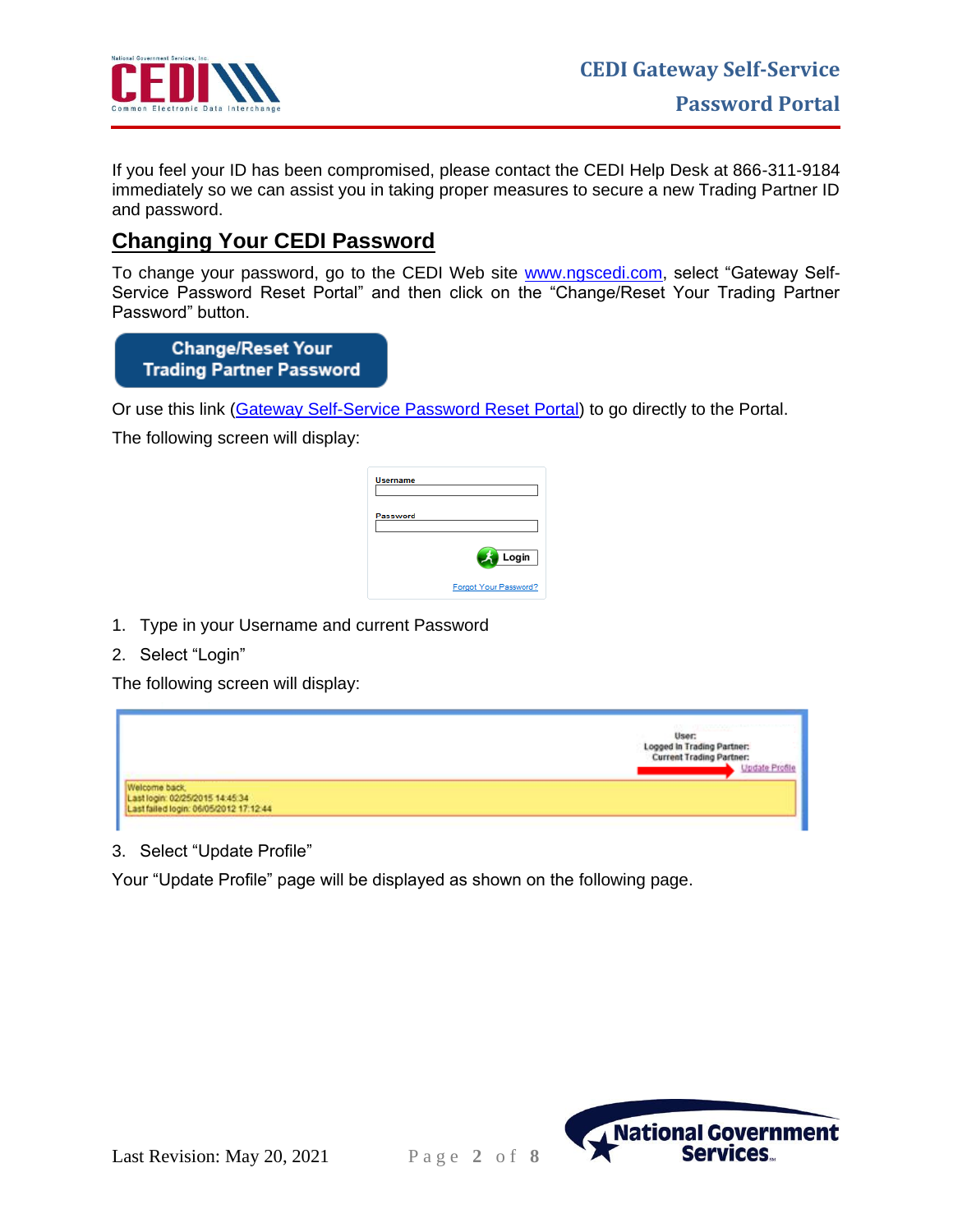If you feel your ID has been compromised, please contact the CEDI Help Desk at 866-311-9184 immediately so we can assist you in taking proper measures to secure a new Trading Partner ID and password.

## Changing Your CEDI Password

To change your password, go to the CEDI Web site www.ngscedi.com, select "Gateway Self-Service Password Reset Portal" and then click on the "Change/Reset Your Trading Partner Password" button.

Or use this link (Gateway Self-Service Password Reset Portal) to go directly to the Portal.

The following screen will display:

1. Type in your Username and current Password
2. Select "Login"

The following screen will display:

3. Select "Update Profile"

Your "Update Profile" page will be displayed as shown on the following page.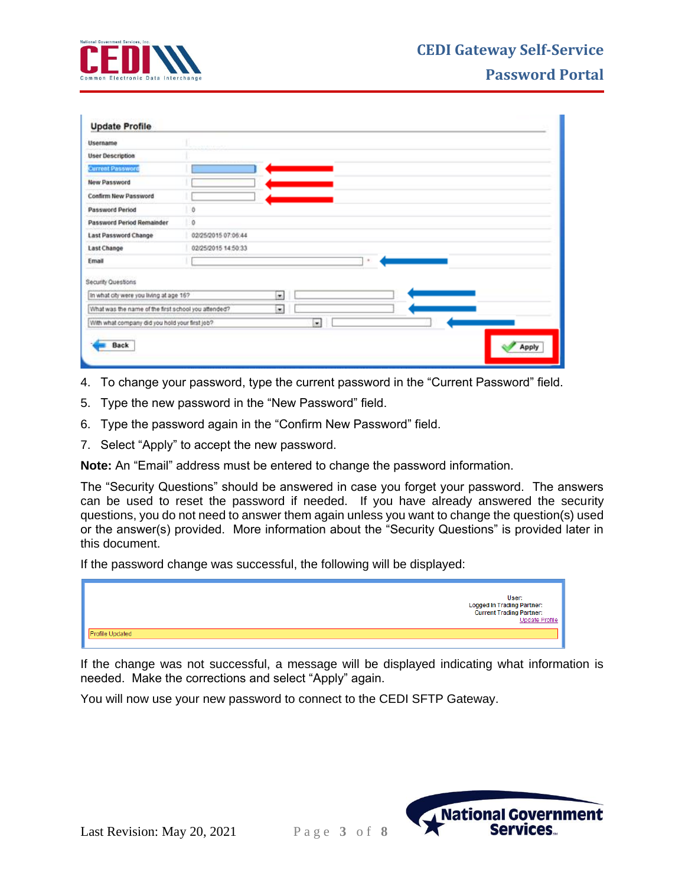4. To change your password, type the current password in the “Current Password” field.
5. Type the new password in the “New Password” field.
6. Type the password again in the “Confirm New Password” field.
7. Select “Apply” to accept the new password.

**Note:** An “Email” address must be entered to change the password information.

The “Security Questions” should be answered in case you forget your password. The answers can be used to reset the password if needed. If you have already answered the security questions, you do not need to answer them again unless you want to change the question(s) used or the answer(s) provided. More information about the “Security Questions” is provided later in this document.

If the password change was successful, the following will be displayed:

If the change was not successful, a message will be displayed indicating what information is needed. Make the corrections and select “Apply” again.

You will now use your new password to connect to the CEDI SFTP Gateway.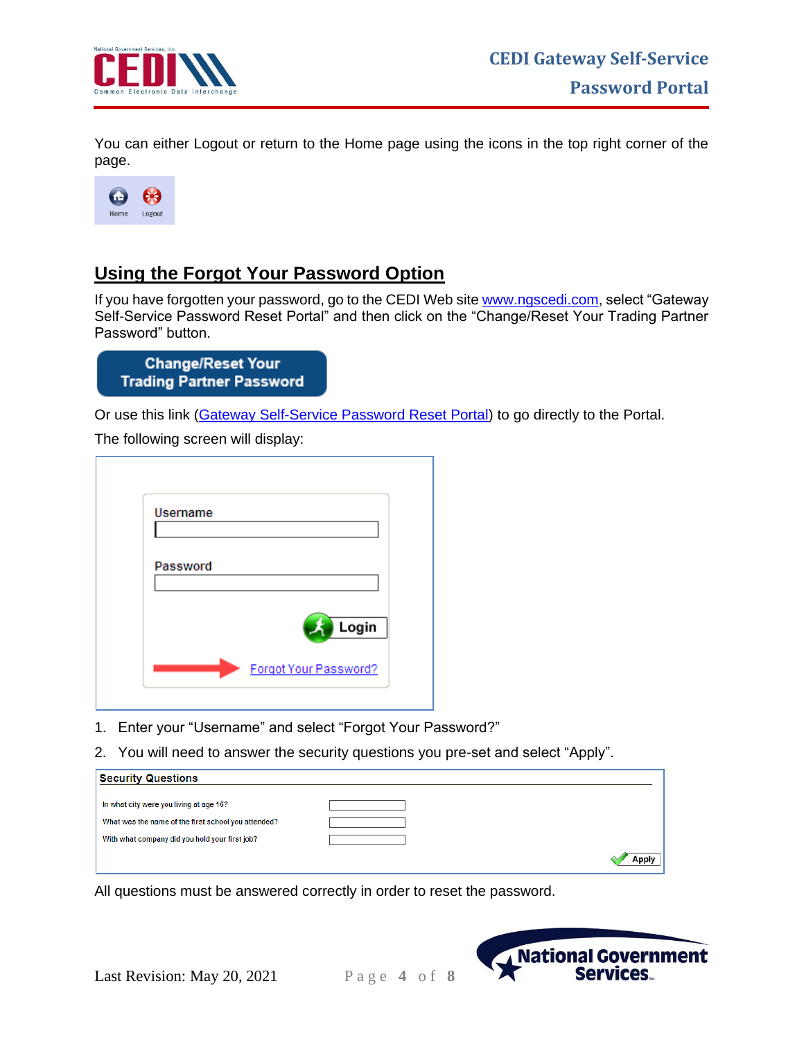You can either Logout or return to the Home page using the icons in the top right corner of the page.

## Using the Forgot Your Password Option

If you have forgotten your password, go to the CEDI Web site www.ngscedi.com, select "Gateway Self-Service Password Reset Portal" and then click on the "Change/Reset Your Trading Partner Password" button.

Or use this link (Gateway Self-Service Password Reset Portal) to go directly to the Portal.

The following screen will display:

1. Enter your "Username" and select "Forgot Your Password?"
2. You will need to answer the security questions you pre-set and select "Apply".

All questions must be answered correctly in order to reset the password.

Last Revision: May 20, 2021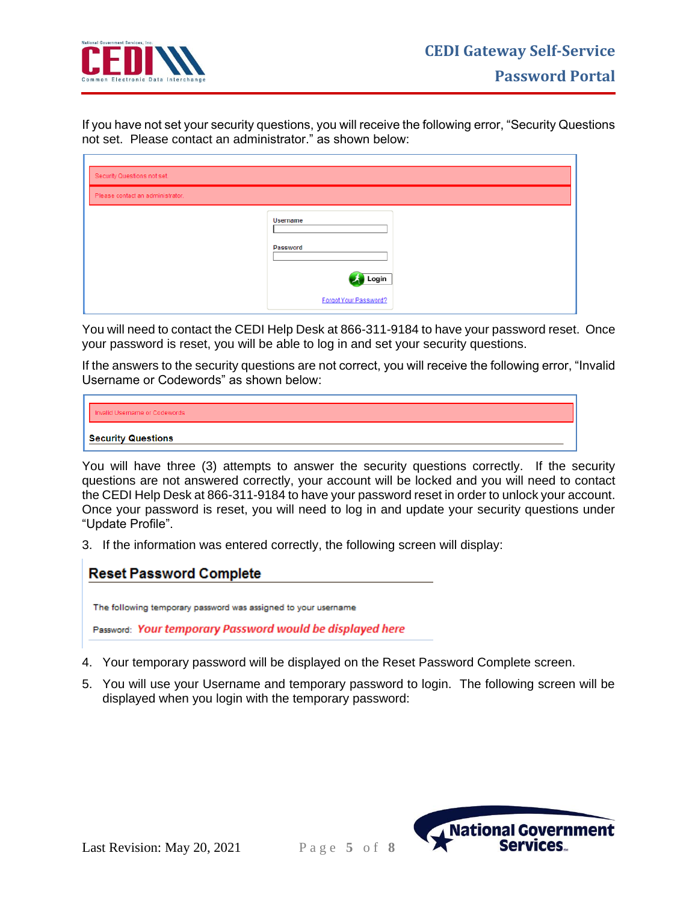If you have not set your security questions, you will receive the following error, "Security Questions not set. Please contact an administrator." as shown below:

Security Questions not set.

Please contact an administrator.

Username

Password

Login

Forgot Your Password?

You will need to contact the CEDI Help Desk at 866-311-9184 to have your password reset. Once your password is reset, you will be able to log in and set your security questions.

If the answers to the security questions are not correct, you will receive the following error, "Invalid Username or Codewords" as shown below:

Invalid Username or Codewords

**Security Questions**

You will have three (3) attempts to answer the security questions correctly. If the security questions are not answered correctly, your account will be locked and you will need to contact the CEDI Help Desk at 866-311-9184 to have your password reset in order to unlock your account. Once your password is reset, you will need to log in and update your security questions under "Update Profile".

3. If the information was entered correctly, the following screen will display:

**Reset Password Complete**

The following temporary password was assigned to your username

Password: *Your temporary Password would be displayed here*

4. Your temporary password will be displayed on the Reset Password Complete screen.
5. You will use your Username and temporary password to login. The following screen will be displayed when you login with the temporary password: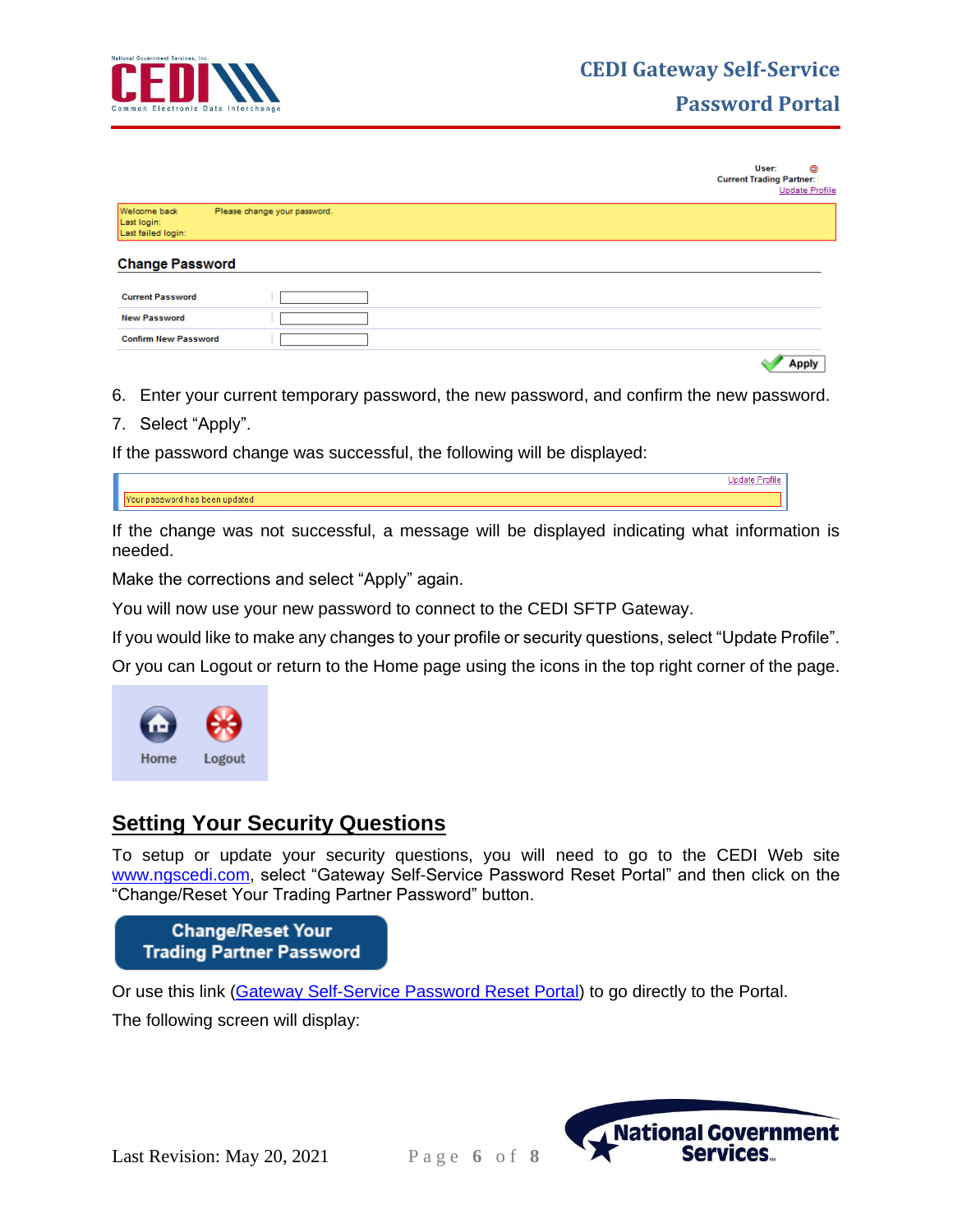6. Enter your current temporary password, the new password, and confirm the new password.
7. Select "Apply".

If the password change was successful, the following will be displayed:

If the change was not successful, a message will be displayed indicating what information is needed.

Make the corrections and select "Apply" again.

You will now use your new password to connect to the CEDI SFTP Gateway.

If you would like to make any changes to your profile or security questions, select "Update Profile".

Or you can Logout or return to the Home page using the icons in the top right corner of the page.

## Setting Your Security Questions

To setup or update your security questions, you will need to go to the CEDI Web site www.ngscedi.com, select "Gateway Self-Service Password Reset Portal" and then click on the "Change/Reset Your Trading Partner Password" button.

Or use this link (Gateway Self-Service Password Reset Portal) to go directly to the Portal.

The following screen will display: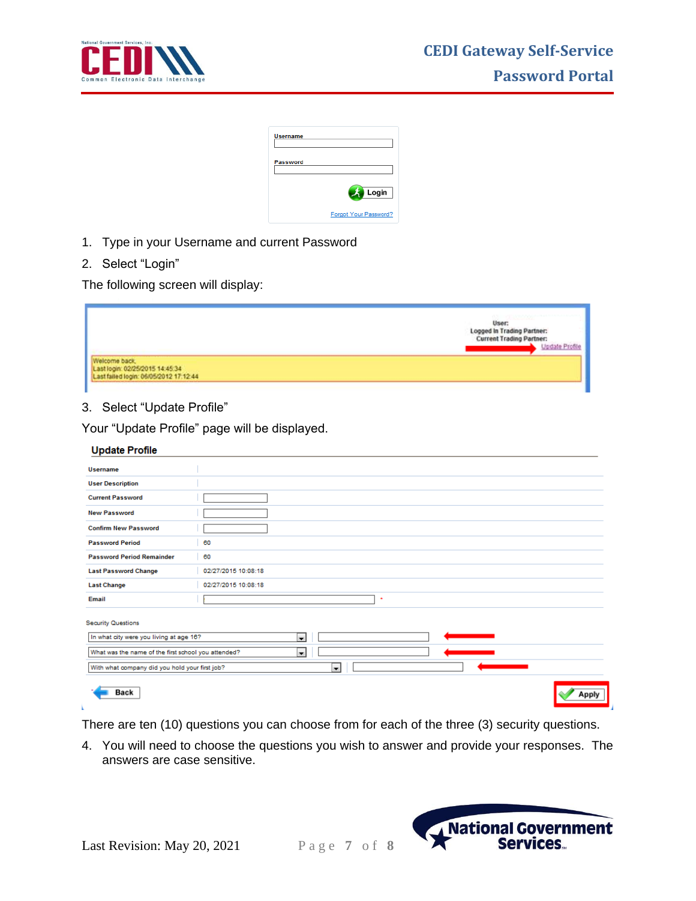1. Type in your Username and current Password
2. Select “Login”

The following screen will display:

3. Select “Update Profile”

Your “Update Profile” page will be displayed.

There are ten (10) questions you can choose from for each of the three (3) security questions.

4. You will need to choose the questions you wish to answer and provide your responses. The answers are case sensitive.

Last Revision: May 20, 2021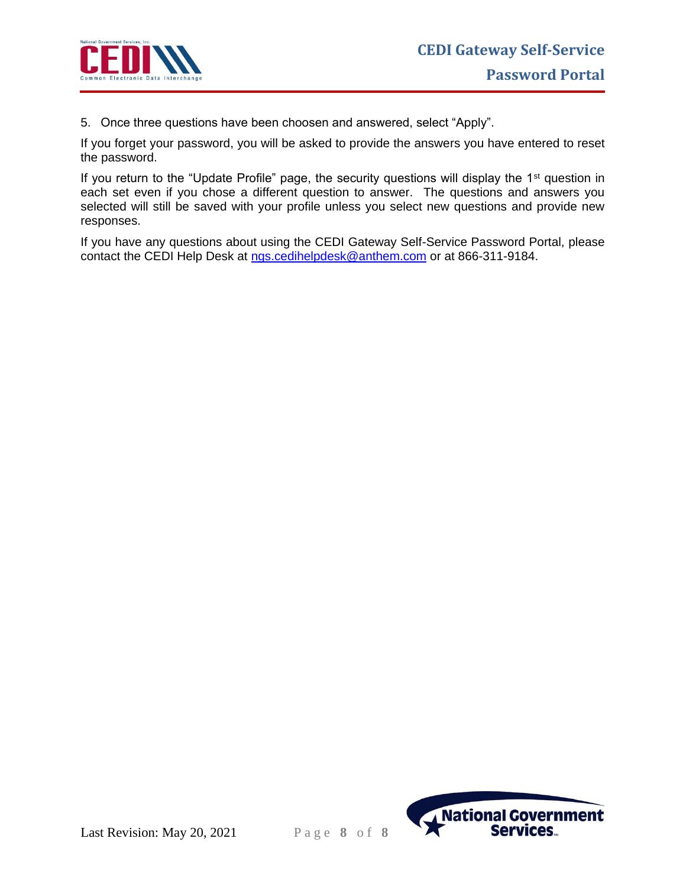5. Once three questions have been choosen and answered, select "Apply".

If you forget your password, you will be asked to provide the answers you have entered to reset the password.

If you return to the "Update Profile" page, the security questions will display the 1st question in each set even if you chose a different question to answer. The questions and answers you selected will still be saved with your profile unless you select new questions and provide new responses.

If you have any questions about using the CEDI Gateway Self-Service Password Portal, please contact the CEDI Help Desk at ngs.cedihelpdesk@anthem.com or at 866-311-9184.